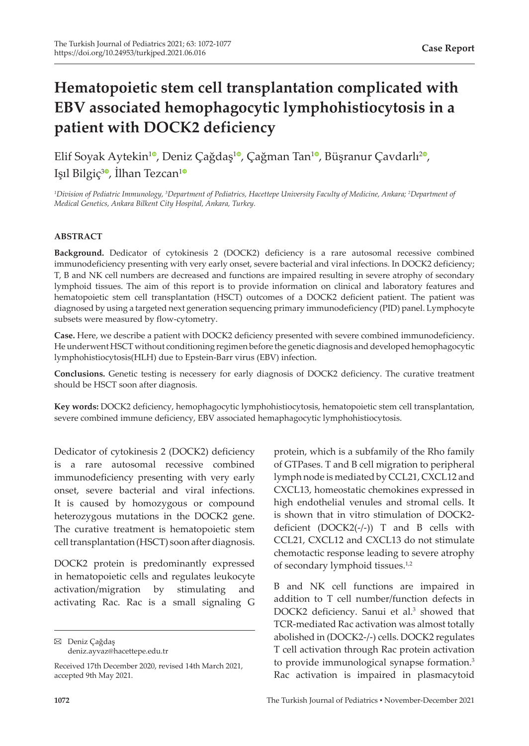# Hematopoietic stem cell transplantation complicated with EBV associated hemophagocytic lymphohistiocytosis in a patient with DOCK2 deficiency

Elif Soyak Aytekin[1], Deniz Çağdaş[1], Çağman Tan[1], Büşranur Çavdarlı[2], Işıl Bilgiç[3], İlhan Tezcan[1]

*[1]Division of Pediatric Immunology, [3]Department of Pediatrics, Hacettepe University Faculty of Medicine, Ankara; [2]Department of Medical Genetics, Ankara Bilkent City Hospital, Ankara, Turkey.*

### ABSTRACT

**Background.** Dedicator of cytokinesis 2 (DOCK2) deficiency is a rare autosomal recessive combined immunodeficiency presenting with very early onset, severe bacterial and viral infections. In DOCK2 deficiency; T, B and NK cell numbers are decreased and functions are impaired resulting in severe atrophy of secondary lymphoid tissues. The aim of this report is to provide information on clinical and laboratory features and hematopoietic stem cell transplantation (HSCT) outcomes of a DOCK2 deficient patient. The patient was diagnosed by using a targeted next generation sequencing primary immunodeficiency (PID) panel. Lymphocyte subsets were measured by flow-cytometry.

**Case.** Here, we describe a patient with DOCK2 deficiency presented with severe combined immunodeficiency. He underwent HSCT without conditioning regimen before the genetic diagnosis and developed hemophagocytic lymphohistiocytosis(HLH) due to Epstein-Barr virus (EBV) infection.

**Conclusions.** Genetic testing is necessery for early diagnosis of DOCK2 deficiency. The curative treatment should be HSCT soon after diagnosis.

**Key words:** DOCK2 deficiency, hemophagocytic lymphohistiocytosis, hematopoietic stem cell transplantation, severe combined immune deficiency, EBV associated hemaphagocytic lymphohistiocytosis.

Dedicator of cytokinesis 2 (DOCK2) deficiency is a rare autosomal recessive combined immunodeficiency presenting with very early onset, severe bacterial and viral infections. It is caused by homozygous or compound heterozygous mutations in the DOCK2 gene. The curative treatment is hematopoietic stem cell transplantation (HSCT) soon after diagnosis.

DOCK2 protein is predominantly expressed in hematopoietic cells and regulates leukocyte activation/migration by stimulating and activating Rac. Rac is a small signaling G protein, which is a subfamily of the Rho family of GTPases. T and B cell migration to peripheral lymph node is mediated by CCL21, CXCL12 and CXCL13, homeostatic chemokines expressed in high endothelial venules and stromal cells. It is shown that in vitro stimulation of DOCK2-deficient (DOCK2(-/-)) T and B cells with CCL21, CXCL12 and CXCL13 do not stimulate chemotactic response leading to severe atrophy of secondary lymphoid tissues.[1,2]

B and NK cell functions are impaired in addition to T cell number/function defects in DOCK2 deficiency. Sanui et al.[3] showed that TCR-mediated Rac activation was almost totally abolished in (DOCK2-/-) cells. DOCK2 regulates T cell activation through Rac protein activation to provide immunological synapse formation.[3] Rac activation is impaired in plasmacytoid

✉ Deniz Çağdaş
deniz.ayvaz@hacettepe.edu.tr

Received 17th December 2020, revised 14th March 2021, accepted 9th May 2021.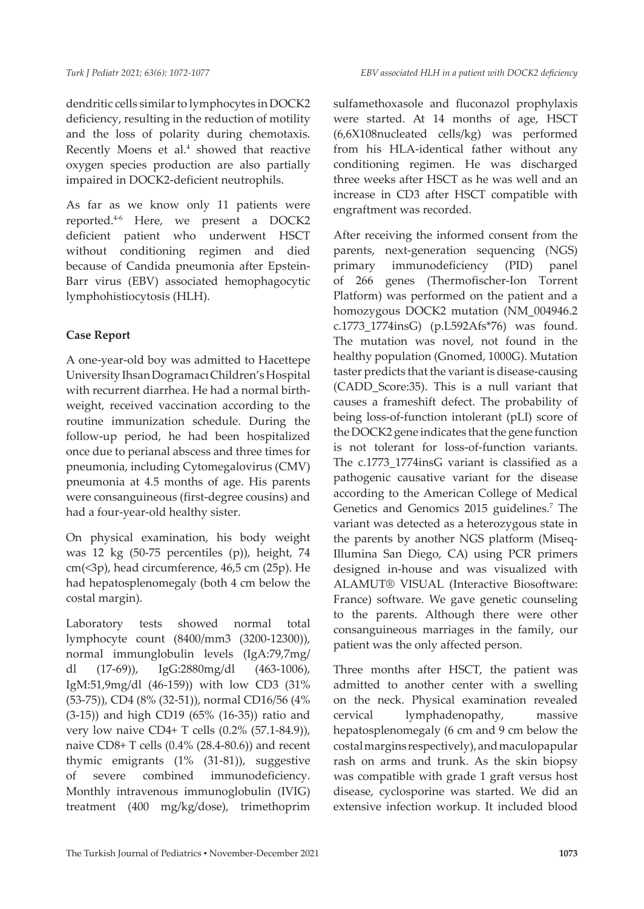dendritic cells similar to lymphocytes in DOCK2 deficiency, resulting in the reduction of motility and the loss of polarity during chemotaxis. Recently Moens et al.[4] showed that reactive oxygen species production are also partially impaired in DOCK2-deficient neutrophils.

As far as we know only 11 patients were reported.[4-6] Here, we present a DOCK2 deficient patient who underwent HSCT without conditioning regimen and died because of Candida pneumonia after Epstein-Barr virus (EBV) associated hemophagocytic lymphohistiocytosis (HLH).

## Case Report

A one-year-old boy was admitted to Hacettepe University Ihsan Dogramacı Children's Hospital with recurrent diarrhea. He had a normal birth-weight, received vaccination according to the routine immunization schedule. During the follow-up period, he had been hospitalized once due to perianal abscess and three times for pneumonia, including Cytomegalovirus (CMV) pneumonia at 4.5 months of age. His parents were consanguineous (first-degree cousins) and had a four-year-old healthy sister.

On physical examination, his body weight was 12 kg (50-75 percentiles (p)), height, 74 cm(<3p), head circumference, 46,5 cm (25p). He had hepatosplenomegaly (both 4 cm below the costal margin).

Laboratory tests showed normal total lymphocyte count (8400/mm3 (3200-12300)), normal immunglobulin levels (IgA:79,7mg/dl (17-69)), IgG:2880mg/dl (463-1006), IgM:51,9mg/dl (46-159)) with low CD3 (31% (53-75)), CD4 (8% (32-51)), normal CD16/56 (4% (3-15)) and high CD19 (65% (16-35)) ratio and very low naive CD4+ T cells (0.2% (57.1-84.9)), naive CD8+ T cells (0.4% (28.4-80.6)) and recent thymic emigrants (1% (31-81)), suggestive of severe combined immunodeficiency. Monthly intravenous immunoglobulin (IVIG) treatment (400 mg/kg/dose), trimethoprim sulfamethoxasole and fluconazol prophylaxis were started. At 14 months of age, HSCT (6,6X108nucleated cells/kg) was performed from his HLA-identical father without any conditioning regimen. He was discharged three weeks after HSCT as he was well and an increase in CD3 after HSCT compatible with engraftment was recorded.

After receiving the informed consent from the parents, next-generation sequencing (NGS) primary immunodeficiency (PID) panel of 266 genes (Thermofischer-Ion Torrent Platform) was performed on the patient and a homozygous DOCK2 mutation (NM_004946.2 c.1773_1774insG) (p.L592Afs*76) was found. The mutation was novel, not found in the healthy population (Gnomed, 1000G). Mutation taster predicts that the variant is disease-causing (CADD_Score:35). This is a null variant that causes a frameshift defect. The probability of being loss-of-function intolerant (pLI) score of the DOCK2 gene indicates that the gene function is not tolerant for loss-of-function variants. The c.1773_1774insG variant is classified as a pathogenic causative variant for the disease according to the American College of Medical Genetics and Genomics 2015 guidelines.[7] The variant was detected as a heterozygous state in the parents by another NGS platform (Miseq-Illumina San Diego, CA) using PCR primers designed in-house and was visualized with ALAMUT® VISUAL (Interactive Biosoftware: France) software. We gave genetic counseling to the parents. Although there were other consanguineous marriages in the family, our patient was the only affected person.

Three months after HSCT, the patient was admitted to another center with a swelling on the neck. Physical examination revealed cervical lymphadenopathy, massive hepatosplenomegaly (6 cm and 9 cm below the costal margins respectively), and maculopapular rash on arms and trunk. As the skin biopsy was compatible with grade 1 graft versus host disease, cyclosporine was started. We did an extensive infection workup. It included blood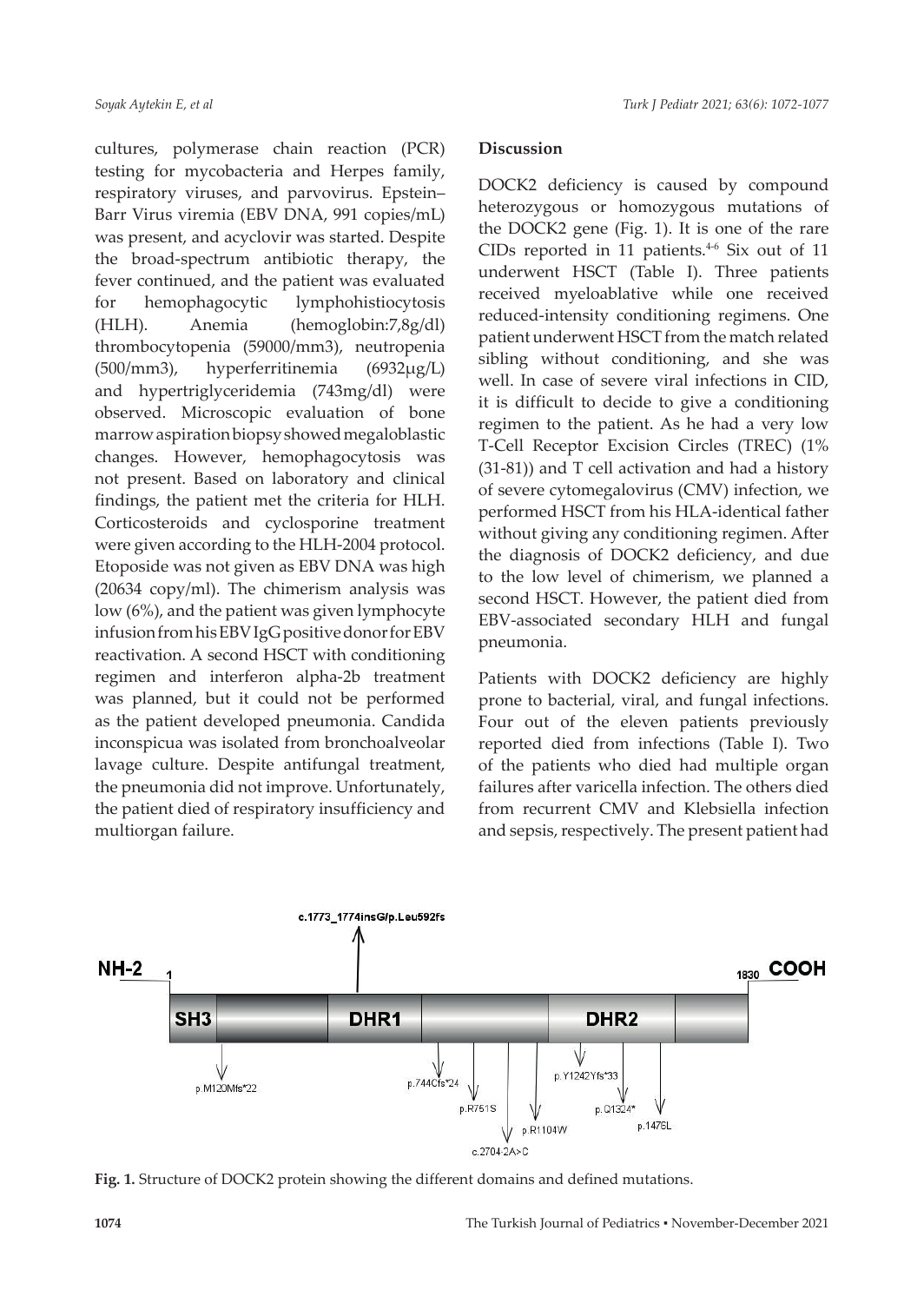cultures, polymerase chain reaction (PCR) testing for mycobacteria and Herpes family, respiratory viruses, and parvovirus. Epstein–Barr Virus viremia (EBV DNA, 991 copies/mL) was present, and acyclovir was started. Despite the broad-spectrum antibiotic therapy, the fever continued, and the patient was evaluated for hemophagocytic lymphohistiocytosis (HLH). Anemia (hemoglobin:7,8g/dl) thrombocytopenia (59000/mm3), neutropenia (500/mm3), hyperferritinemia (6932µg/L) and hypertriglyceridemia (743mg/dl) were observed. Microscopic evaluation of bone marrow aspiration biopsy showed megaloblastic changes. However, hemophagocytosis was not present. Based on laboratory and clinical findings, the patient met the criteria for HLH. Corticosteroids and cyclosporine treatment were given according to the HLH-2004 protocol. Etoposide was not given as EBV DNA was high (20634 copy/ml). The chimerism analysis was low (6%), and the patient was given lymphocyte infusion from his EBV IgG positive donor for EBV reactivation. A second HSCT with conditioning regimen and interferon alpha-2b treatment was planned, but it could not be performed as the patient developed pneumonia. Candida inconspicua was isolated from bronchoalveolar lavage culture. Despite antifungal treatment, the pneumonia did not improve. Unfortunately, the patient died of respiratory insufficiency and multiorgan failure.

## Discussion

DOCK2 deficiency is caused by compound heterozygous or homozygous mutations of the DOCK2 gene (Fig. 1). It is one of the rare CIDs reported in 11 patients.[4-6] Six out of 11 underwent HSCT (Table I). Three patients received myeloablative while one received reduced-intensity conditioning regimens. One patient underwent HSCT from the match related sibling without conditioning, and she was well. In case of severe viral infections in CID, it is difficult to decide to give a conditioning regimen to the patient. As he had a very low T-Cell Receptor Excision Circles (TREC) (1% (31-81)) and T cell activation and had a history of severe cytomegalovirus (CMV) infection, we performed HSCT from his HLA-identical father without giving any conditioning regimen. After the diagnosis of DOCK2 deficiency, and due to the low level of chimerism, we planned a second HSCT. However, the patient died from EBV-associated secondary HLH and fungal pneumonia.

Patients with DOCK2 deficiency are highly prone to bacterial, viral, and fungal infections. Four out of the eleven patients previously reported died from infections (Table I). Two of the patients who died had multiple organ failures after varicella infection. The others died from recurrent CMV and Klebsiella infection and sepsis, respectively. The present patient had

**Fig. 1.** Structure of DOCK2 protein showing the different domains and defined mutations.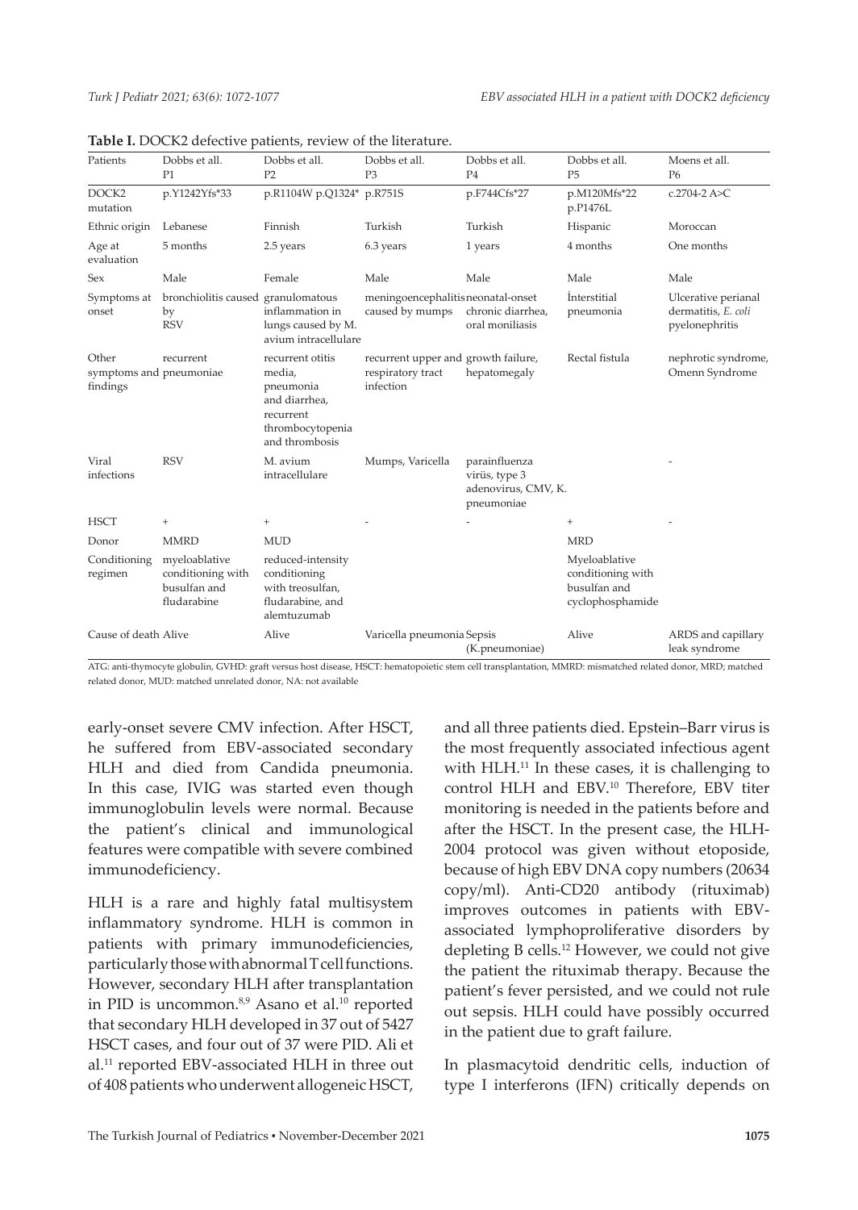**Table I.** DOCK2 defective patients, review of the literature.

| Patients | Dobbs et all. P1 | Dobbs et all. P2 | Dobbs et all. P3 | Dobbs et all. P4 | Dobbs et all. P5 | Moens et all. P6 |
|---|---|---|---|---|---|---|
| DOCK2 mutation | p.Y1242Yfs*33 | p.R1104W p.Q1324* | p.R751S | p.F744Cfs*27 | p.M120Mfs*22 p.P1476L | c.2704-2 A>C |
| Ethnic origin | Lebanese | Finnish | Turkish | Turkish | Hispanic | Moroccan |
| Age at evaluation | 5 months | 2.5 years | 6.3 years | 1 years | 4 months | One months |
| Sex | Male | Female | Male | Male | Male | Male |
| Symptoms at onset | bronchiolitis caused by RSV | granulomatous inflammation in lungs caused by M. avium intracellulare | meningoencephalitis caused by mumps | neonatal-onset chronic diarrhea, oral moniliasis | İnterstitial pneumonia | Ulcerative perianal dermatitis, *E. coli* pyelonephritis |
| Other symptoms and findings | recurrent pneumoniae | recurrent otitis media, pneumonia and diarrhea, recurrent thrombocytopenia and thrombosis | recurrent upper and respiratory tract infection | growth failure, hepatomegaly | Rectal fistula | nephrotic syndrome, Omenn Syndrome |
| Viral infections | RSV | M. avium intracellulare | Mumps, Varicella | parainfluenza virüs, type 3 adenovirus, CMV, K. pneumoniae | | - |
| HSCT | + | + | - | - | + | - |
| Donor | MMRD | MUD | | | MRD | |
| Conditioning regimen | myeloablative conditioning with busulfan and fludarabine | reduced-intensity conditioning with treosulfan, fludarabine, and alemtuzumab | | | Myeloablative conditioning with busulfan and cyclophosphamide | |
| Cause of death | Alive | Alive | Varicella pneumonia | Sepsis (K.pneumoniae) | Alive | ARDS and capillary leak syndrome |

ATG: anti-thymocyte globulin, GVHD: graft versus host disease, HSCT: hematopoietic stem cell transplantation, MMRD: mismatched related donor, MRD; matched related donor, MUD: matched unrelated donor, NA: not available

early-onset severe CMV infection. After HSCT, he suffered from EBV-associated secondary HLH and died from Candida pneumonia. In this case, IVIG was started even though immunoglobulin levels were normal. Because the patient's clinical and immunological features were compatible with severe combined immunodeficiency.

HLH is a rare and highly fatal multisystem inflammatory syndrome. HLH is common in patients with primary immunodeficiencies, particularly those with abnormal T cell functions. However, secondary HLH after transplantation in PID is uncommon.[8,9] Asano et al.[10] reported that secondary HLH developed in 37 out of 5427 HSCT cases, and four out of 37 were PID. Ali et al.[11] reported EBV-associated HLH in three out of 408 patients who underwent allogeneic HSCT, and all three patients died. Epstein–Barr virus is the most frequently associated infectious agent with HLH.[11] In these cases, it is challenging to control HLH and EBV.[10] Therefore, EBV titer monitoring is needed in the patients before and after the HSCT. In the present case, the HLH-2004 protocol was given without etoposide, because of high EBV DNA copy numbers (20634 copy/ml). Anti-CD20 antibody (rituximab) improves outcomes in patients with EBV-associated lymphoproliferative disorders by depleting B cells.[12] However, we could not give the patient the rituximab therapy. Because the patient's fever persisted, and we could not rule out sepsis. HLH could have possibly occurred in the patient due to graft failure.

In plasmacytoid dendritic cells, induction of type I interferons (IFN) critically depends on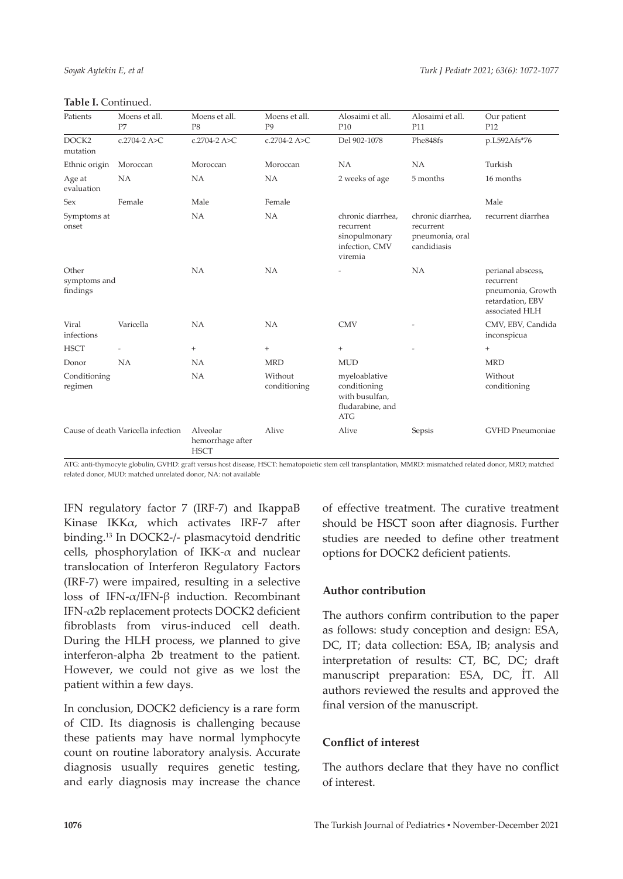**Table I.** Continued.

| Patients | Moens et all. P7 | Moens et all. P8 | Moens et all. P9 | Alosaimi et all. P10 | Alosaimi et all. P11 | Our patient P12 |
|---|---|---|---|---|---|---|
| DOCK2 mutation | c.2704-2 A>C | c.2704-2 A>C | c.2704-2 A>C | Del 902-1078 | Phe848fs | p.L592Afs*76 |
| Ethnic origin | Moroccan | Moroccan | Moroccan | NA | NA | Turkish |
| Age at evaluation | NA | NA | NA | 2 weeks of age | 5 months | 16 months |
| Sex | Female | Male | Female | | | Male |
| Symptoms at onset | | NA | NA | chronic diarrhea, recurrent sinopulmonary infection, CMV viremia | chronic diarrhea, recurrent pneumonia, oral candidiasis | recurrent diarrhea |
| Other symptoms and findings | | NA | NA | - | NA | perianal abscess, recurrent pneumonia, Growth retardation, EBV associated HLH |
| Viral infections | Varicella | NA | NA | CMV | - | CMV, EBV, Candida inconspicua |
| HSCT | - | + | + | + | - | + |
| Donor | NA | NA | MRD | MUD | | MRD |
| Conditioning regimen | | NA | Without conditioning | myeloablative conditioning with busulfan, fludarabine, and ATG | | Without conditioning |
| Cause of death | Varicella infection | Alveolar hemorrhage after HSCT | Alive | Alive | Sepsis | GVHD Pneumoniae |

ATG: anti-thymocyte globulin, GVHD: graft versus host disease, HSCT: hematopoietic stem cell transplantation, MMRD: mismatched related donor, MRD; matched related donor, MUD: matched unrelated donor, NA: not available

IFN regulatory factor 7 (IRF-7) and IkappaB Kinase IKKα, which activates IRF-7 after binding.[13] In DOCK2-/- plasmacytoid dendritic cells, phosphorylation of IKK-α and nuclear translocation of Interferon Regulatory Factors (IRF-7) were impaired, resulting in a selective loss of IFN-α/IFN-β induction. Recombinant IFN-α2b replacement protects DOCK2 deficient fibroblasts from virus-induced cell death. During the HLH process, we planned to give interferon-alpha 2b treatment to the patient. However, we could not give as we lost the patient within a few days.

In conclusion, DOCK2 deficiency is a rare form of CID. Its diagnosis is challenging because these patients may have normal lymphocyte count on routine laboratory analysis. Accurate diagnosis usually requires genetic testing, and early diagnosis may increase the chance of effective treatment. The curative treatment should be HSCT soon after diagnosis. Further studies are needed to define other treatment options for DOCK2 deficient patients.

### Author contribution

The authors confirm contribution to the paper as follows: study conception and design: ESA, DC, IT; data collection: ESA, IB; analysis and interpretation of results: CT, BC, DC; draft manuscript preparation: ESA, DC, İT. All authors reviewed the results and approved the final version of the manuscript.

### Conflict of interest

The authors declare that they have no conflict of interest.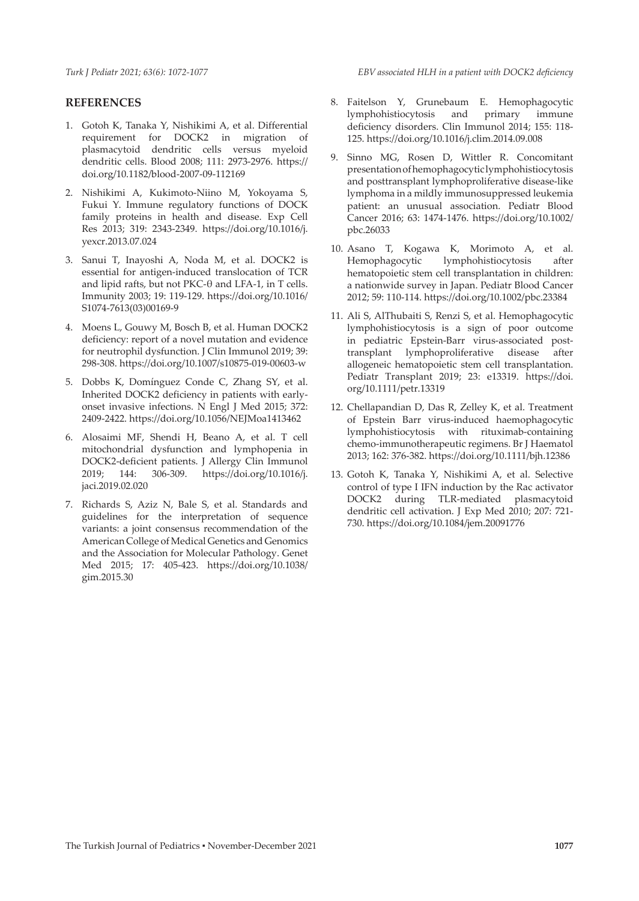## REFERENCES

1. Gotoh K, Tanaka Y, Nishikimi A, et al. Differential requirement for DOCK2 in migration of plasmacytoid dendritic cells versus myeloid dendritic cells. Blood 2008; 111: 2973-2976. https://doi.org/10.1182/blood-2007-09-112169

2. Nishikimi A, Kukimoto-Niino M, Yokoyama S, Fukui Y. Immune regulatory functions of DOCK family proteins in health and disease. Exp Cell Res 2013; 319: 2343-2349. https://doi.org/10.1016/j.yexcr.2013.07.024

3. Sanui T, Inayoshi A, Noda M, et al. DOCK2 is essential for antigen-induced translocation of TCR and lipid rafts, but not PKC-θ and LFA-1, in T cells. Immunity 2003; 19: 119-129. https://doi.org/10.1016/S1074-7613(03)00169-9

4. Moens L, Gouwy M, Bosch B, et al. Human DOCK2 deficiency: report of a novel mutation and evidence for neutrophil dysfunction. J Clin Immunol 2019; 39: 298-308. https://doi.org/10.1007/s10875-019-00603-w

5. Dobbs K, Domínguez Conde C, Zhang SY, et al. Inherited DOCK2 deficiency in patients with early-onset invasive infections. N Engl J Med 2015; 372: 2409-2422. https://doi.org/10.1056/NEJMoa1413462

6. Alosaimi MF, Shendi H, Beano A, et al. T cell mitochondrial dysfunction and lymphopenia in DOCK2-deficient patients. J Allergy Clin Immunol 2019; 144: 306-309. https://doi.org/10.1016/j.jaci.2019.02.020

7. Richards S, Aziz N, Bale S, et al. Standards and guidelines for the interpretation of sequence variants: a joint consensus recommendation of the American College of Medical Genetics and Genomics and the Association for Molecular Pathology. Genet Med 2015; 17: 405-423. https://doi.org/10.1038/gim.2015.30

8. Faitelson Y, Grunebaum E. Hemophagocytic lymphohistiocytosis and primary immune deficiency disorders. Clin Immunol 2014; 155: 118-125. https://doi.org/10.1016/j.clim.2014.09.008

9. Sinno MG, Rosen D, Wittler R. Concomitant presentation of hemophagocytic lymphohistiocytosis and posttransplant lymphoproliferative disease-like lymphoma in a mildly immunosuppressed leukemia patient: an unusual association. Pediatr Blood Cancer 2016; 63: 1474-1476. https://doi.org/10.1002/pbc.26033

10. Asano T, Kogawa K, Morimoto A, et al. Hemophagocytic lymphohistiocytosis after hematopoietic stem cell transplantation in children: a nationwide survey in Japan. Pediatr Blood Cancer 2012; 59: 110-114. https://doi.org/10.1002/pbc.23384

11. Ali S, AlThubaiti S, Renzi S, et al. Hemophagocytic lymphohistiocytosis is a sign of poor outcome in pediatric Epstein-Barr virus-associated post-transplant lymphoproliferative disease after allogeneic hematopoietic stem cell transplantation. Pediatr Transplant 2019; 23: e13319. https://doi.org/10.1111/petr.13319

12. Chellapandian D, Das R, Zelley K, et al. Treatment of Epstein Barr virus-induced haemophagocytic lymphohistiocytosis with rituximab-containing chemo-immunotherapeutic regimens. Br J Haematol 2013; 162: 376-382. https://doi.org/10.1111/bjh.12386

13. Gotoh K, Tanaka Y, Nishikimi A, et al. Selective control of type I IFN induction by the Rac activator DOCK2 during TLR-mediated plasmacytoid dendritic cell activation. J Exp Med 2010; 207: 721-730. https://doi.org/10.1084/jem.20091776